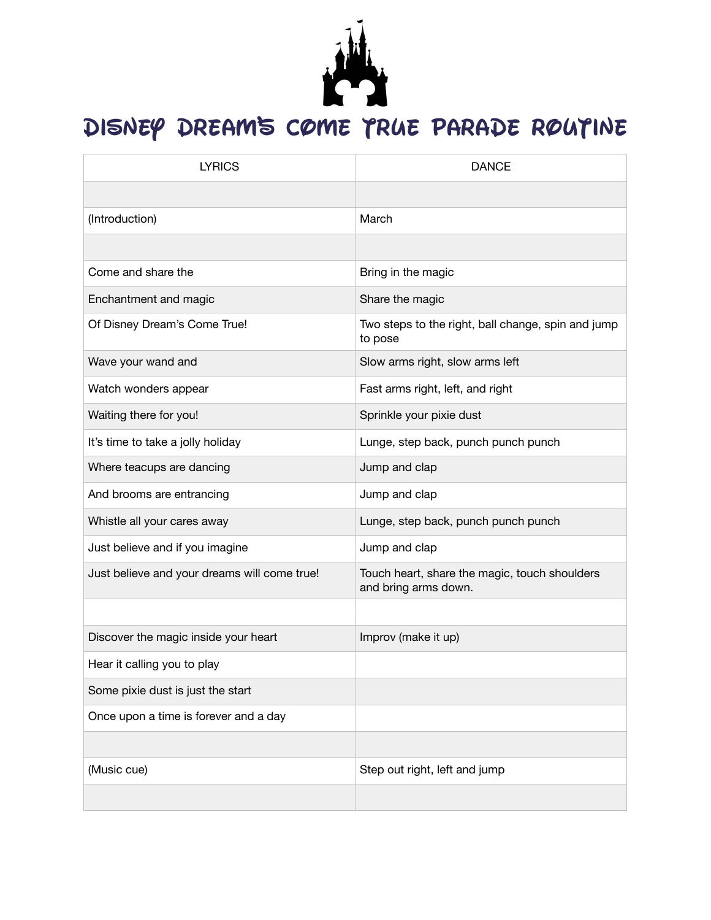# Disney Dream's Come True Parade Routine

| LYRICS | DANCE |
|---|---|
| | |
| (Introduction) | March |
| | |
| Come and share the | Bring in the magic |
| Enchantment and magic | Share the magic |
| Of Disney Dream's Come True! | Two steps to the right, ball change, spin and jump to pose |
| Wave your wand and | Slow arms right, slow arms left |
| Watch wonders appear | Fast arms right, left, and right |
| Waiting there for you! | Sprinkle your pixie dust |
| It's time to take a jolly holiday | Lunge, step back, punch punch punch |
| Where teacups are dancing | Jump and clap |
| And brooms are entrancing | Jump and clap |
| Whistle all your cares away | Lunge, step back, punch punch punch |
| Just believe and if you imagine | Jump and clap |
| Just believe and your dreams will come true! | Touch heart, share the magic, touch shoulders and bring arms down. |
| | |
| Discover the magic inside your heart | Improv (make it up) |
| Hear it calling you to play | |
| Some pixie dust is just the start | |
| Once upon a time is forever and a day | |
| | |
| (Music cue) | Step out right, left and jump |
| | |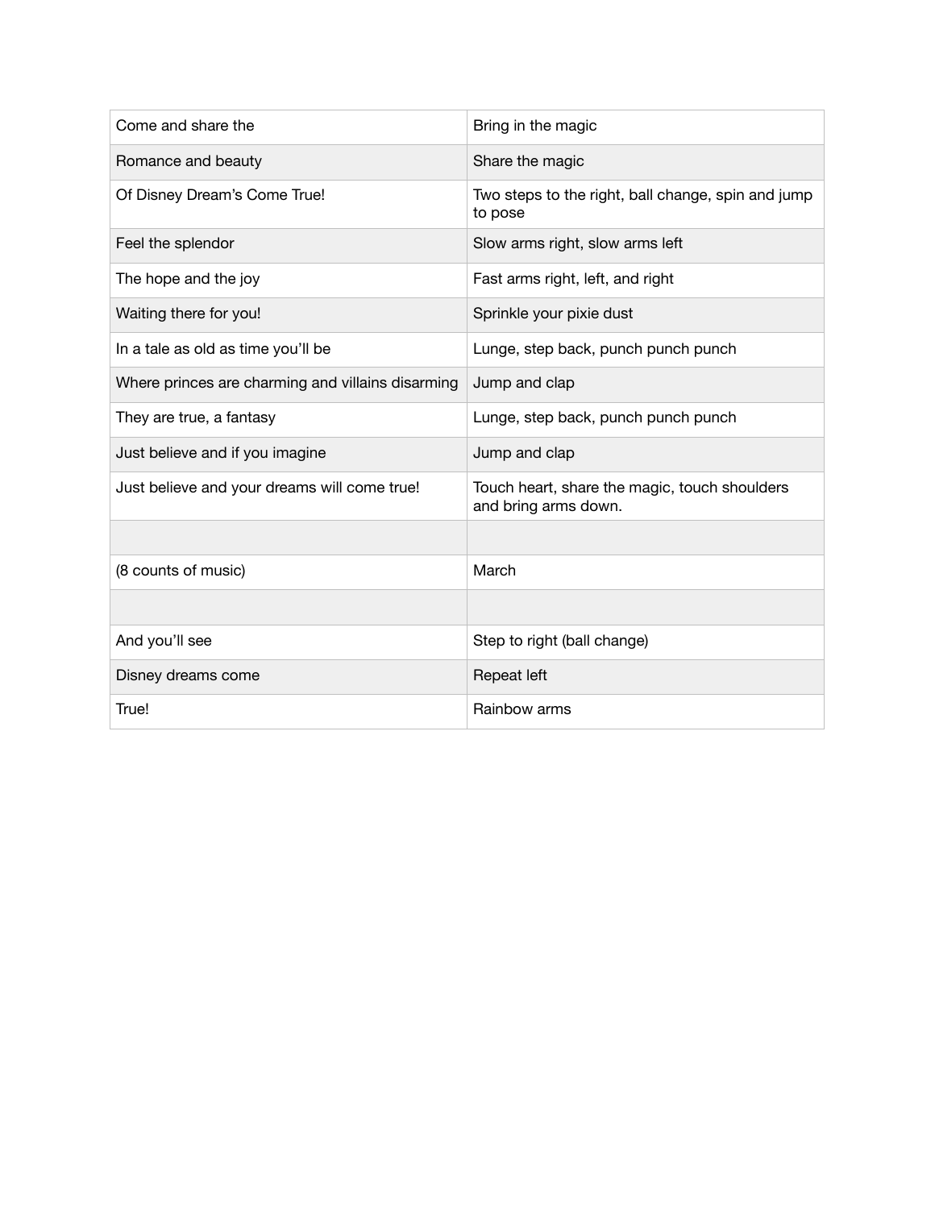| | |
|---|---|
| Come and share the | Bring in the magic |
| Romance and beauty | Share the magic |
| Of Disney Dream's Come True! | Two steps to the right, ball change, spin and jump to pose |
| Feel the splendor | Slow arms right, slow arms left |
| The hope and the joy | Fast arms right, left, and right |
| Waiting there for you! | Sprinkle your pixie dust |
| In a tale as old as time you'll be | Lunge, step back, punch punch punch |
| Where princes are charming and villains disarming | Jump and clap |
| They are true, a fantasy | Lunge, step back, punch punch punch |
| Just believe and if you imagine | Jump and clap |
| Just believe and your dreams will come true! | Touch heart, share the magic, touch shoulders and bring arms down. |
| | |
| (8 counts of music) | March |
| | |
| And you'll see | Step to right (ball change) |
| Disney dreams come | Repeat left |
| True! | Rainbow arms |